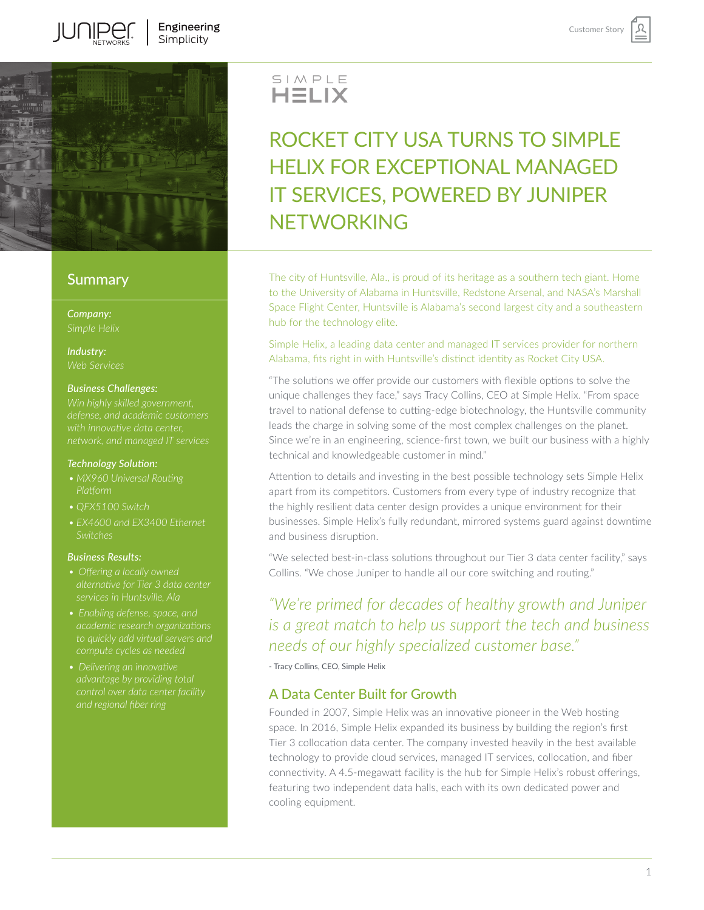# ROCKET CITY USA TURNS TO SIMPLE HELIX FOR EXCEPTIONAL MANAGED IT SERVICES, POWERED BY JUNIPER NETWORKING

## Summary

***Company:***
*Simple Helix*

***Industry:***
*Web Services*

***Business Challenges:***
*Win highly skilled government, defense, and academic customers with innovative data center, network, and managed IT services*

***Technology Solution:***
- *MX960 Universal Routing Platform*
- *QFX5100 Switch*
- *EX4600 and EX3400 Ethernet Switches*

***Business Results:***
- *Offering a locally owned alternative for Tier 3 data center services in Huntsville, Ala*
- *Enabling defense, space, and academic research organizations to quickly add virtual servers and compute cycles as needed*
- *Delivering an innovative advantage by providing total control over data center facility and regional fiber ring*

The city of Huntsville, Ala., is proud of its heritage as a southern tech giant. Home to the University of Alabama in Huntsville, Redstone Arsenal, and NASA's Marshall Space Flight Center, Huntsville is Alabama's second largest city and a southeastern hub for the technology elite.

Simple Helix, a leading data center and managed IT services provider for northern Alabama, fits right in with Huntsville's distinct identity as Rocket City USA.

"The solutions we offer provide our customers with flexible options to solve the unique challenges they face," says Tracy Collins, CEO at Simple Helix. "From space travel to national defense to cutting-edge biotechnology, the Huntsville community leads the charge in solving some of the most complex challenges on the planet. Since we're in an engineering, science-first town, we built our business with a highly technical and knowledgeable customer in mind."

Attention to details and investing in the best possible technology sets Simple Helix apart from its competitors. Customers from every type of industry recognize that the highly resilient data center design provides a unique environment for their businesses. Simple Helix's fully redundant, mirrored systems guard against downtime and business disruption.

"We selected best-in-class solutions throughout our Tier 3 data center facility," says Collins. "We chose Juniper to handle all our core switching and routing."

> *"We're primed for decades of healthy growth and Juniper is a great match to help us support the tech and business needs of our highly specialized customer base."*
>
> \- Tracy Collins, CEO, Simple Helix

## A Data Center Built for Growth

Founded in 2007, Simple Helix was an innovative pioneer in the Web hosting space. In 2016, Simple Helix expanded its business by building the region's first Tier 3 collocation data center. The company invested heavily in the best available technology to provide cloud services, managed IT services, collocation, and fiber connectivity. A 4.5-megawatt facility is the hub for Simple Helix's robust offerings, featuring two independent data halls, each with its own dedicated power and cooling equipment.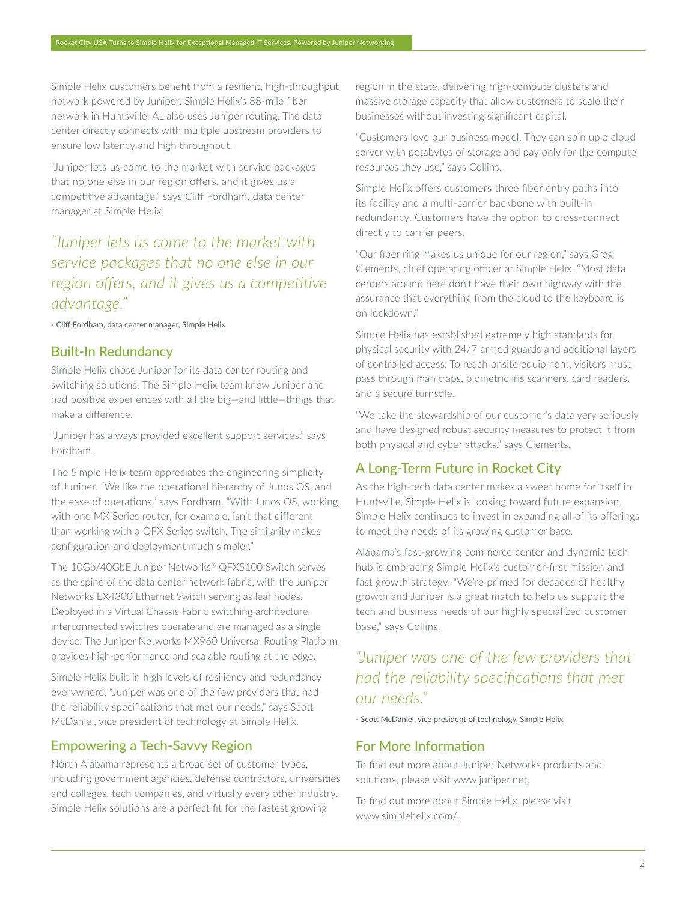Simple Helix customers benefit from a resilient, high-throughput network powered by Juniper. Simple Helix's 88-mile fiber network in Huntsville, AL also uses Juniper routing. The data center directly connects with multiple upstream providers to ensure low latency and high throughput.

"Juniper lets us come to the market with service packages that no one else in our region offers, and it gives us a competitive advantage," says Cliff Fordham, data center manager at Simple Helix.

> *"Juniper lets us come to the market with service packages that no one else in our region offers, and it gives us a competitive advantage."*
>
> - Cliff Fordham, data center manager, Simple Helix

## Built-In Redundancy

Simple Helix chose Juniper for its data center routing and switching solutions. The Simple Helix team knew Juniper and had positive experiences with all the big—and little—things that make a difference.

"Juniper has always provided excellent support services," says Fordham.

The Simple Helix team appreciates the engineering simplicity of Juniper. "We like the operational hierarchy of Junos OS, and the ease of operations," says Fordham. "With Junos OS, working with one MX Series router, for example, isn't that different than working with a QFX Series switch. The similarity makes configuration and deployment much simpler."

The 10Gb/40GbE Juniper Networks® QFX5100 Switch serves as the spine of the data center network fabric, with the Juniper Networks EX4300 Ethernet Switch serving as leaf nodes. Deployed in a Virtual Chassis Fabric switching architecture, interconnected switches operate and are managed as a single device. The Juniper Networks MX960 Universal Routing Platform provides high-performance and scalable routing at the edge.

Simple Helix built in high levels of resiliency and redundancy everywhere. "Juniper was one of the few providers that had the reliability specifications that met our needs," says Scott McDaniel, vice president of technology at Simple Helix.

## Empowering a Tech-Savvy Region

North Alabama represents a broad set of customer types, including government agencies, defense contractors, universities and colleges, tech companies, and virtually every other industry. Simple Helix solutions are a perfect fit for the fastest growing region in the state, delivering high-compute clusters and massive storage capacity that allow customers to scale their businesses without investing significant capital.

"Customers love our business model. They can spin up a cloud server with petabytes of storage and pay only for the compute resources they use," says Collins.

Simple Helix offers customers three fiber entry paths into its facility and a multi-carrier backbone with built-in redundancy. Customers have the option to cross-connect directly to carrier peers.

"Our fiber ring makes us unique for our region," says Greg Clements, chief operating officer at Simple Helix. "Most data centers around here don't have their own highway with the assurance that everything from the cloud to the keyboard is on lockdown."

Simple Helix has established extremely high standards for physical security with 24/7 armed guards and additional layers of controlled access. To reach onsite equipment, visitors must pass through man traps, biometric iris scanners, card readers, and a secure turnstile.

"We take the stewardship of our customer's data very seriously and have designed robust security measures to protect it from both physical and cyber attacks," says Clements.

## A Long-Term Future in Rocket City

As the high-tech data center makes a sweet home for itself in Huntsville, Simple Helix is looking toward future expansion. Simple Helix continues to invest in expanding all of its offerings to meet the needs of its growing customer base.

Alabama's fast-growing commerce center and dynamic tech hub is embracing Simple Helix's customer-first mission and fast growth strategy. "We're primed for decades of healthy growth and Juniper is a great match to help us support the tech and business needs of our highly specialized customer base," says Collins.

> *"Juniper was one of the few providers that had the reliability specifications that met our needs."*
>
> - Scott McDaniel, vice president of technology, Simple Helix

## For More Information

To find out more about Juniper Networks products and solutions, please visit www.juniper.net.

To find out more about Simple Helix, please visit www.simplehelix.com/.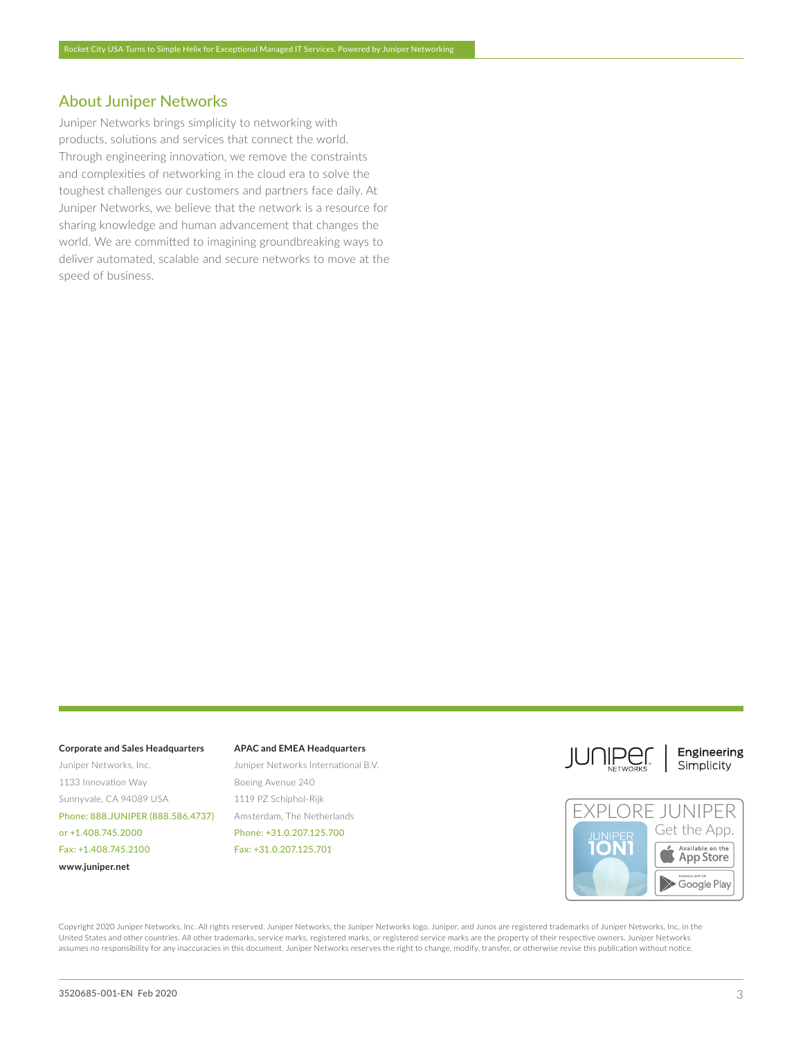## About Juniper Networks

Juniper Networks brings simplicity to networking with products, solutions and services that connect the world. Through engineering innovation, we remove the constraints and complexities of networking in the cloud era to solve the toughest challenges our customers and partners face daily. At Juniper Networks, we believe that the network is a resource for sharing knowledge and human advancement that changes the world. We are committed to imagining groundbreaking ways to deliver automated, scalable and secure networks to move at the speed of business.

**Corporate and Sales Headquarters**

Juniper Networks, Inc.
1133 Innovation Way
Sunnyvale, CA 94089 USA
Phone: 888.JUNIPER (888.586.4737)
or +1.408.745.2000
Fax: +1.408.745.2100
**www.juniper.net**

**APAC and EMEA Headquarters**

Juniper Networks International B.V.
Boeing Avenue 240
1119 PZ Schiphol-Rijk
Amsterdam, The Netherlands
Phone: +31.0.207.125.700
Fax: +31.0.207.125.701

Engineering Simplicity

EXPLORE JUNIPER
Get the App.

Copyright 2020 Juniper Networks, Inc. All rights reserved. Juniper Networks, the Juniper Networks logo, Juniper, and Junos are registered trademarks of Juniper Networks, Inc. in the United States and other countries. All other trademarks, service marks, registered marks, or registered service marks are the property of their respective owners. Juniper Networks assumes no responsibility for any inaccuracies in this document. Juniper Networks reserves the right to change, modify, transfer, or otherwise revise this publication without notice.

3520685-001-EN Feb 2020